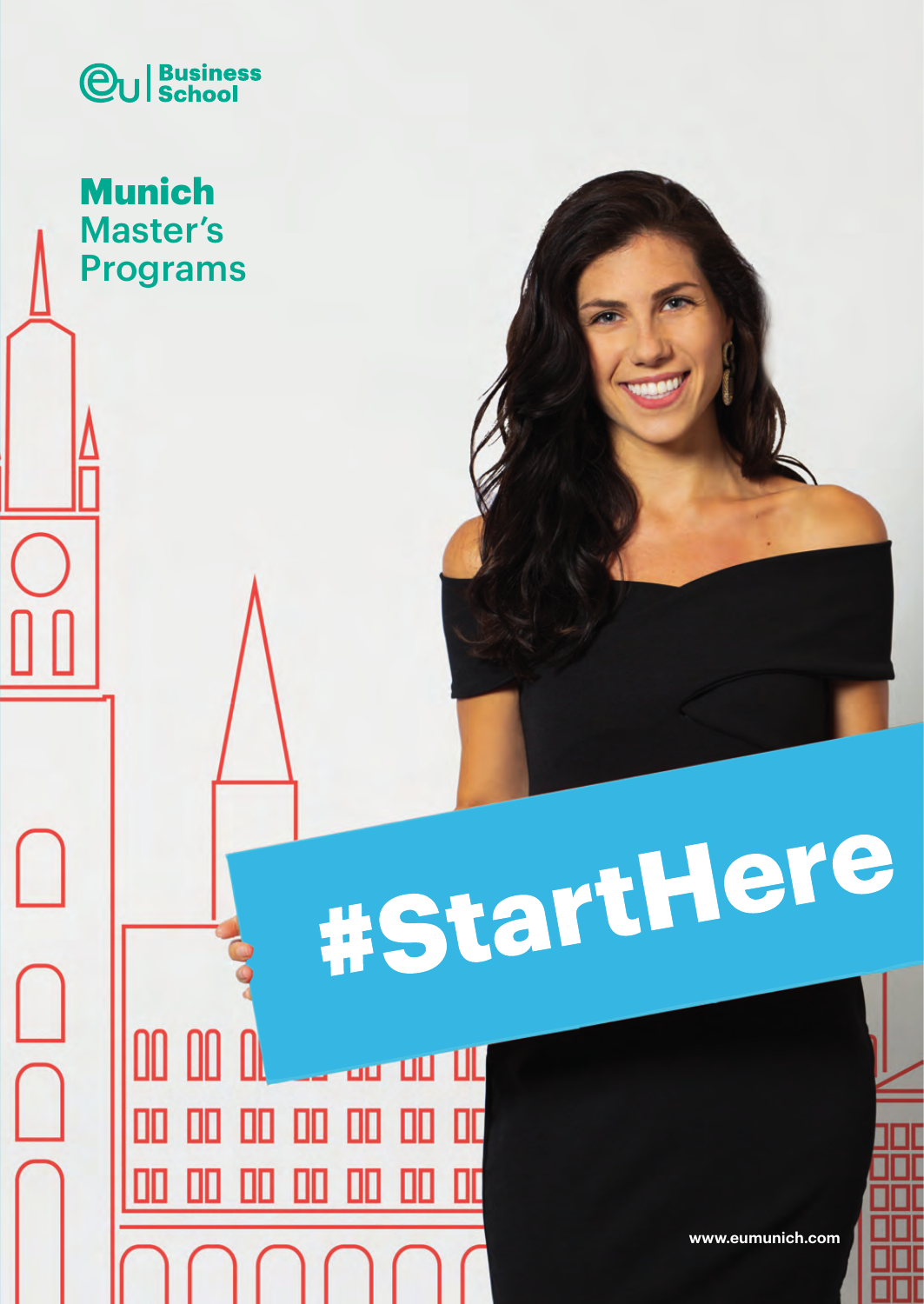EU | Business School

# Munich Master's Programs

#StartHere

www.eumunich.com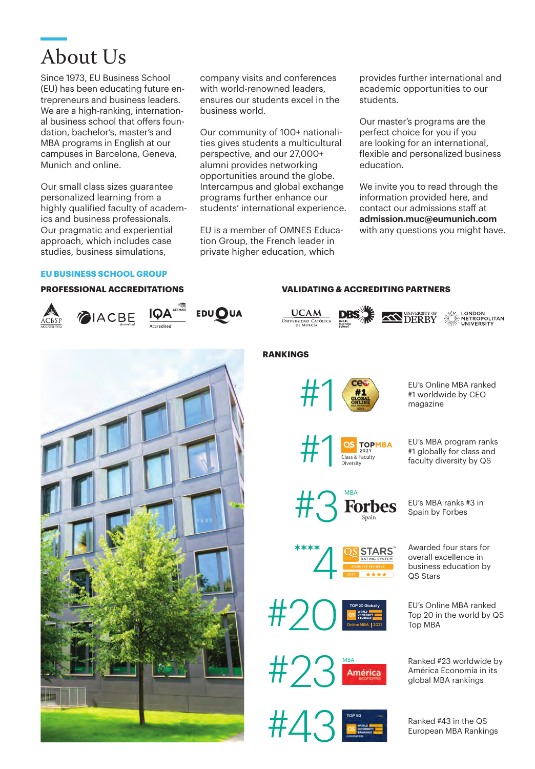# About Us

Since 1973, EU Business School (EU) has been educating future entrepreneurs and business leaders. We are a high-ranking, international business school that offers foundation, bachelor's, master's and MBA programs in English at our campuses in Barcelona, Geneva, Munich and online.

Our small class sizes guarantee personalized learning from a highly qualified faculty of academics and business professionals. Our pragmatic and experiential approach, which includes case studies, business simulations, company visits and conferences with world-renowned leaders, ensures our students excel in the business world.

Our community of 100+ nationalities gives students a multicultural perspective, and our 27,000+ alumni provides networking opportunities around the globe. Intercampus and global exchange programs further enhance our students' international experience.

EU is a member of OMNES Education Group, the French leader in private higher education, which provides further international and academic opportunities to our students.

Our master's programs are the perfect choice for you if you are looking for an international, flexible and personalized business education.

We invite you to read through the information provided here, and contact our admissions staff at **admission.muc@eumunich.com** with any questions you might have.

## EU BUSINESS SCHOOL GROUP

### PROFESSIONAL ACCREDITATIONS

ACBSP Accredited · IACBE Accredited · IQA CEEMAN Accredited · EDUQUA

### VALIDATING & ACCREDITING PARTNERS

UCAM Universidad Católica de Murcia · DBS Dublin Business School · University of Derby · London Metropolitan University

### RANKINGS

**#1** — EU's Online MBA ranked #1 worldwide by CEO magazine

**#1** — EU's MBA program ranks #1 globally for class and faculty diversity by QS (QS TopMBA 2021, Class & Faculty Diversity)

**#3** — EU's MBA ranks #3 in Spain by Forbes (MBA Forbes Spain)

**4** — Awarded four stars for overall excellence in business education by QS Stars (QS Stars Rating System, Business Schools 2021)

**#20** — EU's Online MBA ranked Top 20 in the world by QS Top MBA (Top 20 Globally, QS World University Rankings, Online MBA 2021)

**#23** — Ranked #23 worldwide by América Economía in its global MBA rankings

**#43** — Ranked #43 in the QS European MBA Rankings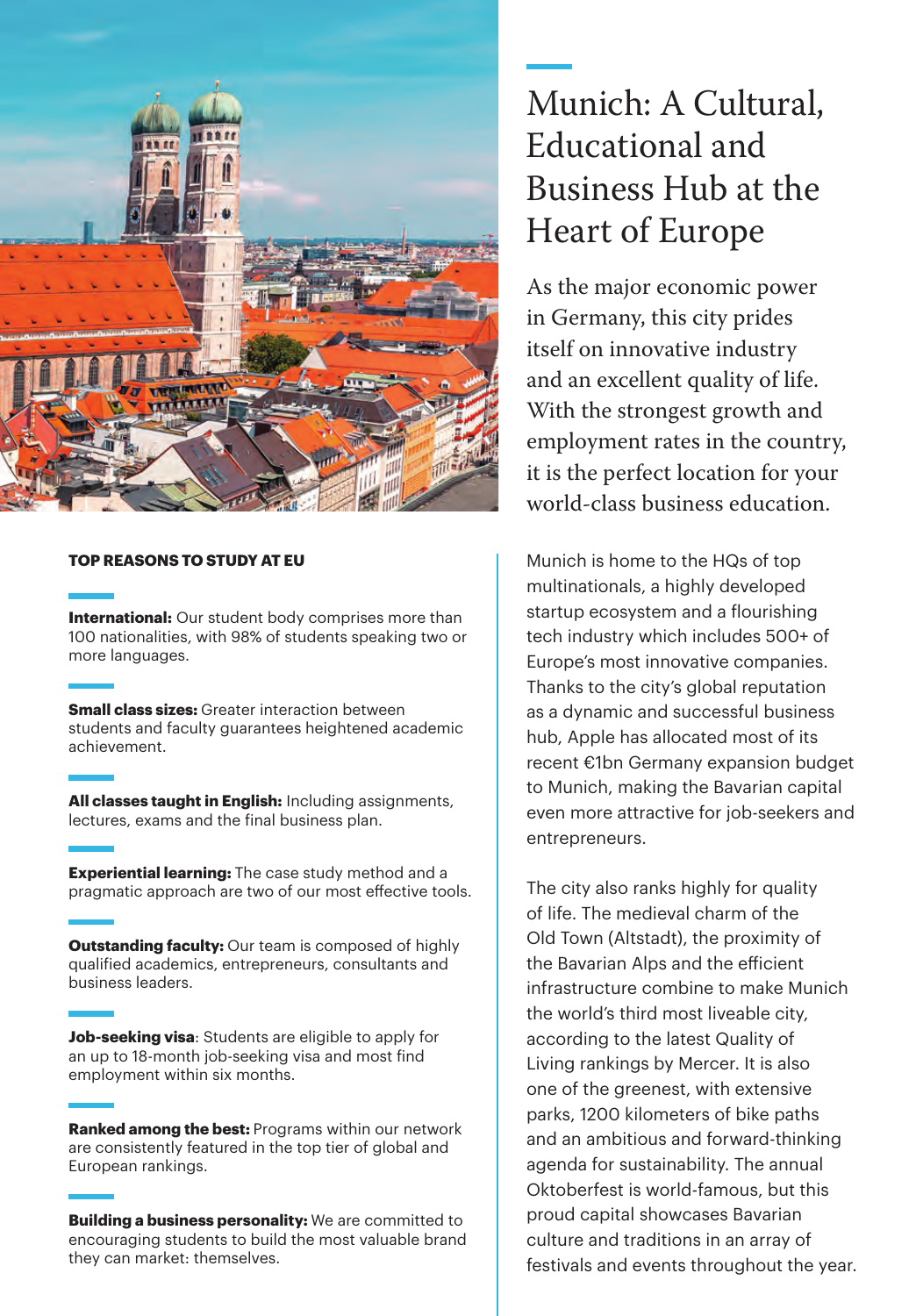# Munich: A Cultural, Educational and Business Hub at the Heart of Europe

As the major economic power in Germany, this city prides itself on innovative industry and an excellent quality of life. With the strongest growth and employment rates in the country, it is the perfect location for your world-class business education.

Munich is home to the HQs of top multinationals, a highly developed startup ecosystem and a flourishing tech industry which includes 500+ of Europe's most innovative companies. Thanks to the city's global reputation as a dynamic and successful business hub, Apple has allocated most of its recent €1bn Germany expansion budget to Munich, making the Bavarian capital even more attractive for job-seekers and entrepreneurs.

The city also ranks highly for quality of life. The medieval charm of the Old Town (Altstadt), the proximity of the Bavarian Alps and the efficient infrastructure combine to make Munich the world's third most liveable city, according to the latest Quality of Living rankings by Mercer. It is also one of the greenest, with extensive parks, 1200 kilometers of bike paths and an ambitious and forward-thinking agenda for sustainability. The annual Oktoberfest is world-famous, but this proud capital showcases Bavarian culture and traditions in an array of festivals and events throughout the year.

## TOP REASONS TO STUDY AT EU

**International:** Our student body comprises more than 100 nationalities, with 98% of students speaking two or more languages.

**Small class sizes:** Greater interaction between students and faculty guarantees heightened academic achievement.

**All classes taught in English:** Including assignments, lectures, exams and the final business plan.

**Experiential learning:** The case study method and a pragmatic approach are two of our most effective tools.

**Outstanding faculty:** Our team is composed of highly qualified academics, entrepreneurs, consultants and business leaders.

**Job-seeking visa**: Students are eligible to apply for an up to 18-month job-seeking visa and most find employment within six months.

**Ranked among the best:** Programs within our network are consistently featured in the top tier of global and European rankings.

**Building a business personality:** We are committed to encouraging students to build the most valuable brand they can market: themselves.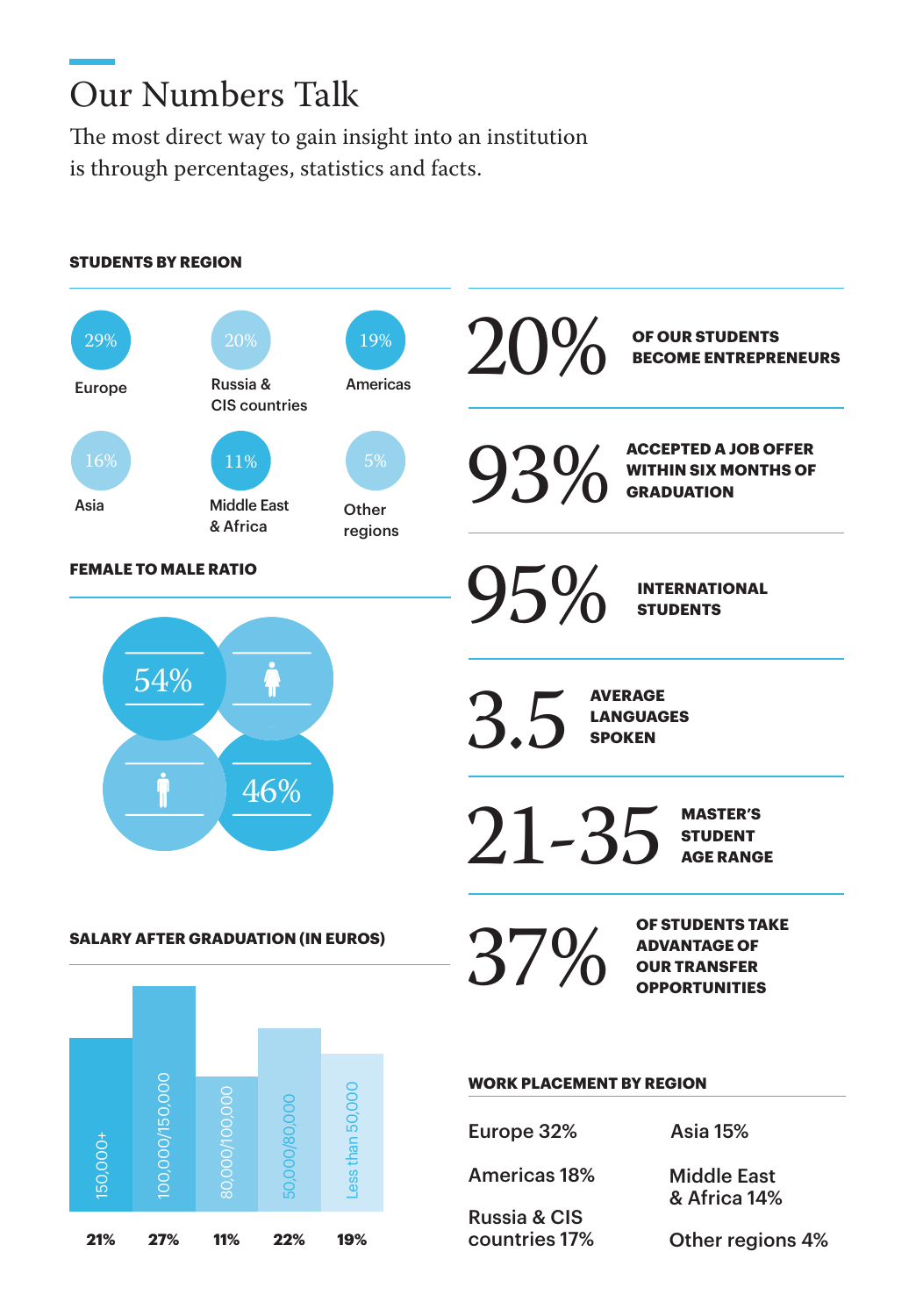# Our Numbers Talk

The most direct way to gain insight into an institution is through percentages, statistics and facts.

## STUDENTS BY REGION

29% Europe

20% Russia & CIS countries

19% Americas

16% Asia

11% Middle East & Africa

5% Other regions

## FEMALE TO MALE RATIO

54%

46%

## SALARY AFTER GRADUATION (IN EUROS)

150,000+ 21%

100,000/150,000 27%

80,000/100,000 11%

50,000/80,000 22%

Less than 50,000 19%

**20%** OF OUR STUDENTS BECOME ENTREPRENEURS

**93%** ACCEPTED A JOB OFFER WITHIN SIX MONTHS OF GRADUATION

**95%** INTERNATIONAL STUDENTS

**3.5** AVERAGE LANGUAGES SPOKEN

**21-35** MASTER'S STUDENT AGE RANGE

**37%** OF STUDENTS TAKE ADVANTAGE OF OUR TRANSFER OPPORTUNITIES

## WORK PLACEMENT BY REGION

Europe 32%

Americas 18%

Russia & CIS countries 17%

Asia 15%

Middle East & Africa 14%

Other regions 4%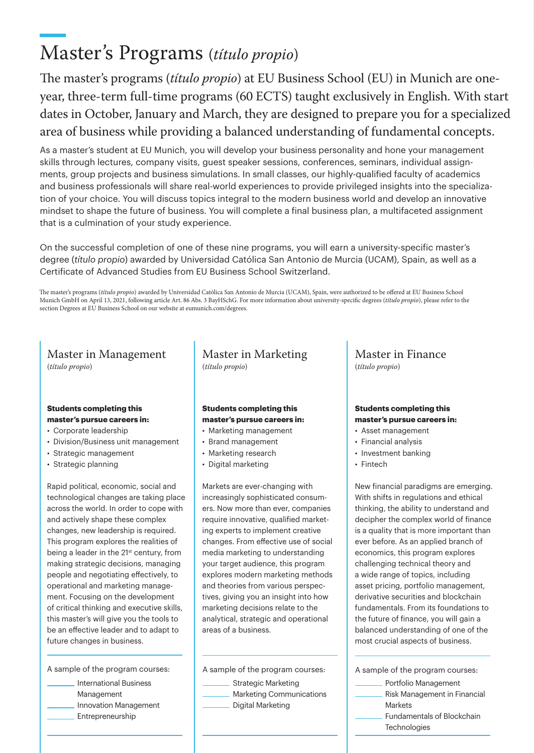# Master's Programs (*título propio*)

The master's programs (*título propio*) at EU Business School (EU) in Munich are one-year, three-term full-time programs (60 ECTS) taught exclusively in English. With start dates in October, January and March, they are designed to prepare you for a specialized area of business while providing a balanced understanding of fundamental concepts.

As a master's student at EU Munich, you will develop your business personality and hone your management skills through lectures, company visits, guest speaker sessions, conferences, seminars, individual assignments, group projects and business simulations. In small classes, our highly-qualified faculty of academics and business professionals will share real-world experiences to provide privileged insights into the specialization of your choice. You will discuss topics integral to the modern business world and develop an innovative mindset to shape the future of business. You will complete a final business plan, a multifaceted assignment that is a culmination of your study experience.

On the successful completion of one of these nine programs, you will earn a university-specific master's degree (*título propio*) awarded by Universidad Católica San Antonio de Murcia (UCAM), Spain, as well as a Certificate of Advanced Studies from EU Business School Switzerland.

The master's programs (*título propio*) awarded by Universidad Católica San Antonio de Murcia (UCAM), Spain, were authorized to be offered at EU Business School Munich GmbH on April 13, 2021, following article Art. 86 Abs. 3 BayHSchG. For more information about university-specific degrees (*título propio*), please refer to the section Degrees at EU Business School on our website at eumunich.com/degrees.

## Master in Management
(*título propio*)

**Students completing this master's pursue careers in:**

- Corporate leadership
- Division/Business unit management
- Strategic management
- Strategic planning

Rapid political, economic, social and technological changes are taking place across the world. In order to cope with and actively shape these complex changes, new leadership is required. This program explores the realities of being a leader in the 21st century, from making strategic decisions, managing people and negotiating effectively, to operational and marketing management. Focusing on the development of critical thinking and executive skills, this master's will give you the tools to be an effective leader and to adapt to future changes in business.

A sample of the program courses:

- International Business Management
- Innovation Management
- Entrepreneurship

## Master in Marketing
(*título propio*)

**Students completing this master's pursue careers in:**

- Marketing management
- Brand management
- Marketing research
- Digital marketing

Markets are ever-changing with increasingly sophisticated consumers. Now more than ever, companies require innovative, qualified marketing experts to implement creative changes. From effective use of social media marketing to understanding your target audience, this program explores modern marketing methods and theories from various perspectives, giving you an insight into how marketing decisions relate to the analytical, strategic and operational areas of a business.

A sample of the program courses:

- Strategic Marketing
- Marketing Communications
- Digital Marketing

## Master in Finance
(*título propio*)

**Students completing this master's pursue careers in:**

- Asset management
- Financial analysis
- Investment banking
- Fintech

New financial paradigms are emerging. With shifts in regulations and ethical thinking, the ability to understand and decipher the complex world of finance is a quality that is more important than ever before. As an applied branch of economics, this program explores challenging technical theory and a wide range of topics, including asset pricing, portfolio management, derivative securities and blockchain fundamentals. From its foundations to the future of finance, you will gain a balanced understanding of one of the most crucial aspects of business.

A sample of the program courses:

- Portfolio Management
- Risk Management in Financial Markets
- Fundamentals of Blockchain Technologies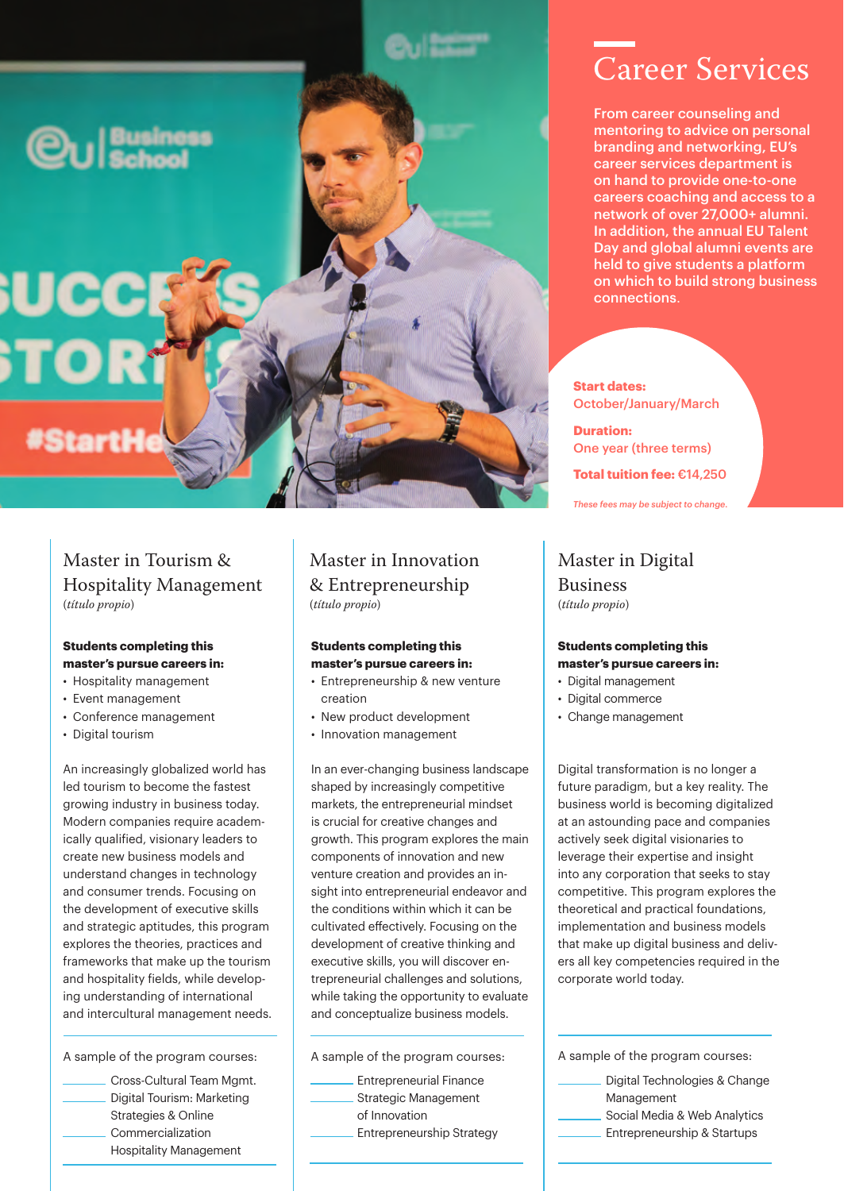## Career Services

**From career counseling and mentoring to advice on personal branding and networking, EU's career services department is on hand to provide one-to-one careers coaching and access to a network of over 27,000+ alumni. In addition, the annual EU Talent Day and global alumni events are held to give students a platform on which to build strong business connections.**

**Start dates:**
October/January/March

**Duration:**
One year (three terms)

**Total tuition fee:** €14,250

*These fees may be subject to change.*

## Master in Tourism & Hospitality Management

(*título propio*)

**Students completing this master's pursue careers in:**

- Hospitality management
- Event management
- Conference management
- Digital tourism

An increasingly globalized world has led tourism to become the fastest growing industry in business today. Modern companies require academically qualified, visionary leaders to create new business models and understand changes in technology and consumer trends. Focusing on the development of executive skills and strategic aptitudes, this program explores the theories, practices and frameworks that make up the tourism and hospitality fields, while developing understanding of international and intercultural management needs.

A sample of the program courses:

- Cross-Cultural Team Mgmt.
- Digital Tourism: Marketing Strategies & Online Commercialization
- Hospitality Management

## Master in Innovation & Entrepreneurship

(*título propio*)

**Students completing this master's pursue careers in:**

- Entrepreneurship & new venture creation
- New product development
- Innovation management

In an ever-changing business landscape shaped by increasingly competitive markets, the entrepreneurial mindset is crucial for creative changes and growth. This program explores the main components of innovation and new venture creation and provides an insight into entrepreneurial endeavor and the conditions within which it can be cultivated effectively. Focusing on the development of creative thinking and executive skills, you will discover entrepreneurial challenges and solutions, while taking the opportunity to evaluate and conceptualize business models.

A sample of the program courses:

- Entrepreneurial Finance
- Strategic Management of Innovation
- Entrepreneurship Strategy

## Master in Digital Business

(*título propio*)

**Students completing this master's pursue careers in:**

- Digital management
- Digital commerce
- Change management

Digital transformation is no longer a future paradigm, but a key reality. The business world is becoming digitalized at an astounding pace and companies actively seek digital visionaries to leverage their expertise and insight into any corporation that seeks to stay competitive. This program explores the theoretical and practical foundations, implementation and business models that make up digital business and delivers all key competencies required in the corporate world today.

A sample of the program courses:

- Digital Technologies & Change Management
- Social Media & Web Analytics
- Entrepreneurship & Startups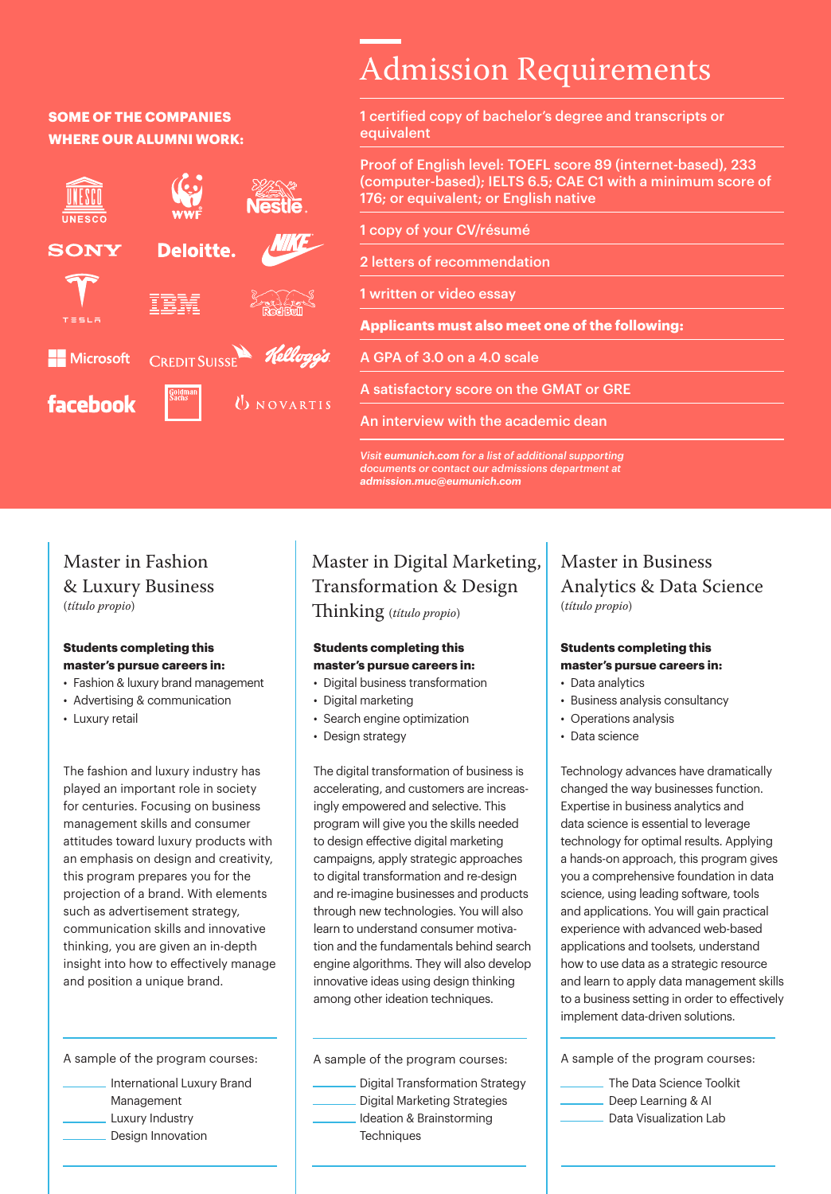**SOME OF THE COMPANIES WHERE OUR ALUMNI WORK:**

UNESCO, WWF, Nestlé, SONY, Deloitte., NIKE, TESLA, IBM, Red Bull, Microsoft, CREDIT SUISSE, Kellogg's, facebook, Goldman Sachs, NOVARTIS

# Admission Requirements

1 certified copy of bachelor's degree and transcripts or equivalent

Proof of English level: TOEFL score 89 (internet-based), 233 (computer-based); IELTS 6.5; CAE C1 with a minimum score of 176; or equivalent; or English native

1 copy of your CV/résumé

2 letters of recommendation

1 written or video essay

**Applicants must also meet one of the following:**

A GPA of 3.0 on a 4.0 scale

A satisfactory score on the GMAT or GRE

An interview with the academic dean

*Visit **eumunich.com** for a list of additional supporting documents or contact our admissions department at **admission.muc@eumunich.com***

## Master in Fashion & Luxury Business

(*título propio*)

**Students completing this master's pursue careers in:**

- Fashion & luxury brand management
- Advertising & communication
- Luxury retail

The fashion and luxury industry has played an important role in society for centuries. Focusing on business management skills and consumer attitudes toward luxury products with an emphasis on design and creativity, this program prepares you for the projection of a brand. With elements such as advertisement strategy, communication skills and innovative thinking, you are given an in-depth insight into how to effectively manage and position a unique brand.

A sample of the program courses:

- International Luxury Brand Management
- Luxury Industry
- Design Innovation

## Master in Digital Marketing, Transformation & Design Thinking

(*título propio*)

**Students completing this master's pursue careers in:**

- Digital business transformation
- Digital marketing
- Search engine optimization
- Design strategy

The digital transformation of business is accelerating, and customers are increasingly empowered and selective. This program will give you the skills needed to design effective digital marketing campaigns, apply strategic approaches to digital transformation and re-design and re-imagine businesses and products through new technologies. You will also learn to understand consumer motivation and the fundamentals behind search engine algorithms. They will also develop innovative ideas using design thinking among other ideation techniques.

A sample of the program courses:

- Digital Transformation Strategy
- Digital Marketing Strategies
- Ideation & Brainstorming Techniques

## Master in Business Analytics & Data Science

(*título propio*)

**Students completing this master's pursue careers in:**

- Data analytics
- Business analysis consultancy
- Operations analysis
- Data science

Technology advances have dramatically changed the way businesses function. Expertise in business analytics and data science is essential to leverage technology for optimal results. Applying a hands-on approach, this program gives you a comprehensive foundation in data science, using leading software, tools and applications. You will gain practical experience with advanced web-based applications and toolsets, understand how to use data as a strategic resource and learn to apply data management skills to a business setting in order to effectively implement data-driven solutions.

A sample of the program courses:

- The Data Science Toolkit
- Deep Learning & AI
- Data Visualization Lab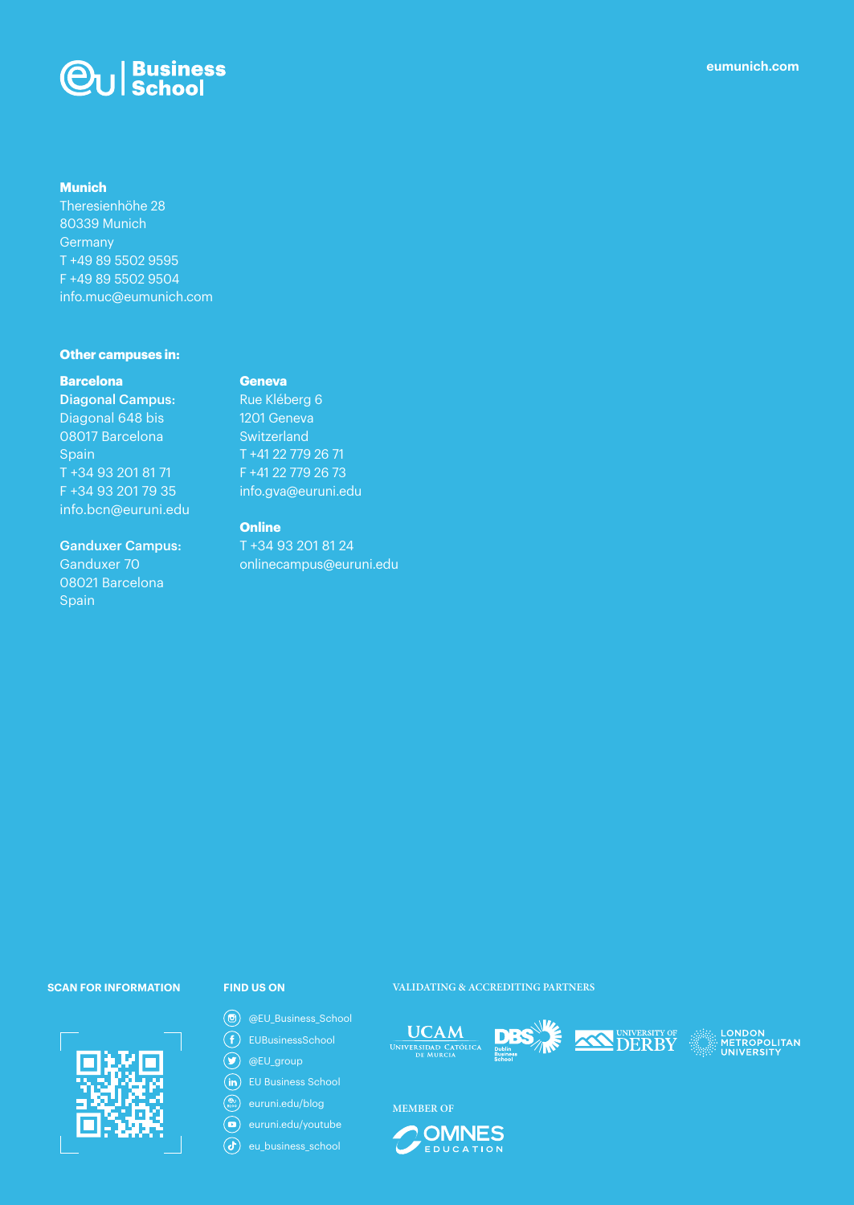EU | Business School

eumunich.com

**Munich**
Theresienhöhe 28
80339 Munich
Germany
T +49 89 5502 9595
F +49 89 5502 9504
info.muc@eumunich.com

**Other campuses in:**

**Barcelona**
**Diagonal Campus:**
Diagonal 648 bis
08017 Barcelona
Spain
T +34 93 201 81 71
F +34 93 201 79 35
info.bcn@euruni.edu

**Ganduxer Campus:**
Ganduxer 70
08021 Barcelona
Spain

**Geneva**
Rue Kléberg 6
1201 Geneva
Switzerland
T +41 22 779 26 71
F +41 22 779 26 73
info.gva@euruni.edu

**Online**
T +34 93 201 81 24
onlinecampus@euruni.edu

**SCAN FOR INFORMATION**

**FIND US ON**

- @EU_Business_School
- EUBusinessSchool
- @EU_group
- EU Business School
- euruni.edu/blog
- euruni.edu/youtube
- eu_business_school

VALIDATING & ACCREDITING PARTNERS

UCAM Universidad Católica de Murcia · DBS Dublin Business School · University of Derby · London Metropolitan University

MEMBER OF

OMNES EDUCATION